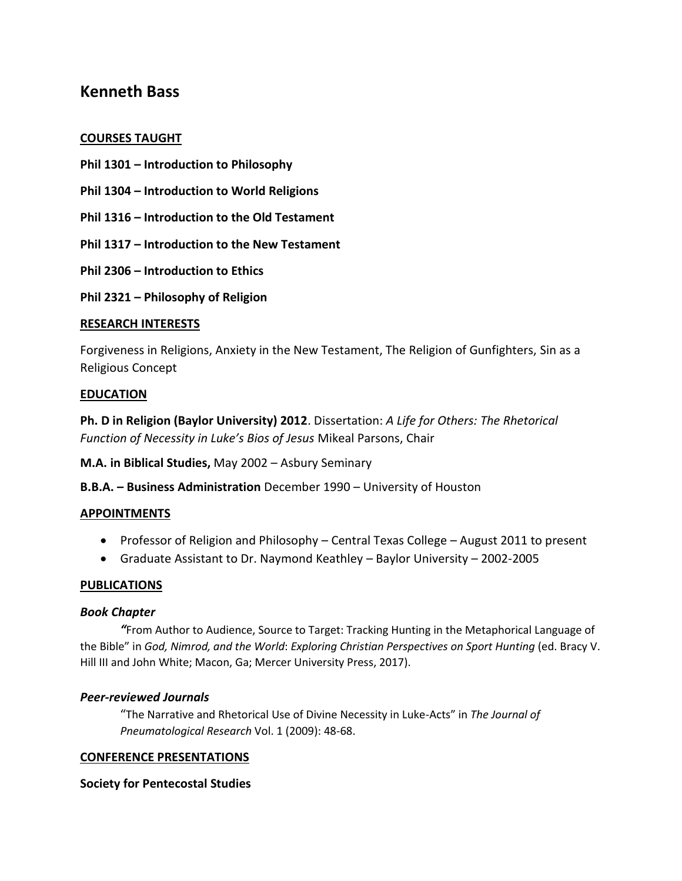# Kenneth Bass

## COURSES TAUGHT

**Phil 1301 – Introduction to Philosophy**

**Phil 1304 – Introduction to World Religions**

**Phil 1316 – Introduction to the Old Testament**

**Phil 1317 – Introduction to the New Testament**

**Phil 2306 – Introduction to Ethics**

**Phil 2321 – Philosophy of Religion**

## RESEARCH INTERESTS

Forgiveness in Religions, Anxiety in the New Testament, The Religion of Gunfighters, Sin as a Religious Concept

## EDUCATION

**Ph. D in Religion (Baylor University) 2012**. Dissertation: *A Life for Others: The Rhetorical Function of Necessity in Luke's Bios of Jesus* Mikeal Parsons, Chair

**M.A. in Biblical Studies,** May 2002 – Asbury Seminary

**B.B.A. – Business Administration** December 1990 – University of Houston

## APPOINTMENTS

- Professor of Religion and Philosophy – Central Texas College – August 2011 to present
- Graduate Assistant to Dr. Naymond Keathley – Baylor University – 2002-2005

## PUBLICATIONS

### *Book Chapter*

"From Author to Audience, Source to Target: Tracking Hunting in the Metaphorical Language of the Bible" in *God, Nimrod, and the World*: *Exploring Christian Perspectives on Sport Hunting* (ed. Bracy V. Hill III and John White; Macon, Ga; Mercer University Press, 2017).

### *Peer-reviewed Journals*

"The Narrative and Rhetorical Use of Divine Necessity in Luke-Acts" in *The Journal of Pneumatological Research* Vol. 1 (2009): 48-68.

## CONFERENCE PRESENTATIONS

**Society for Pentecostal Studies**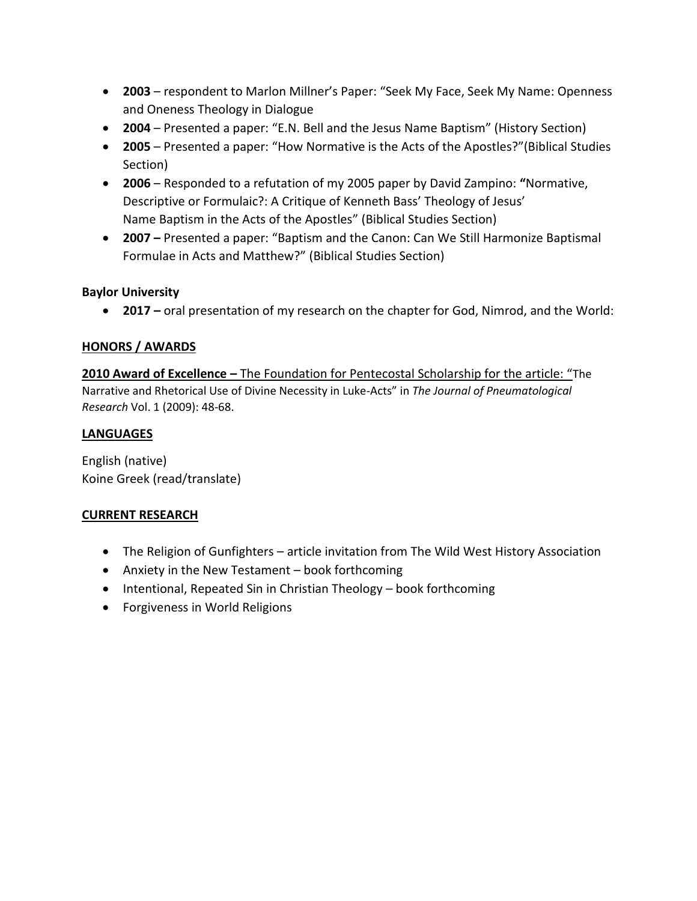- **2003** – respondent to Marlon Millner's Paper: "Seek My Face, Seek My Name: Openness and Oneness Theology in Dialogue
- **2004** – Presented a paper: "E.N. Bell and the Jesus Name Baptism" (History Section)
- **2005** – Presented a paper: "How Normative is the Acts of the Apostles?"(Biblical Studies Section)
- **2006** – Responded to a refutation of my 2005 paper by David Zampino: **"**Normative, Descriptive or Formulaic?: A Critique of Kenneth Bass' Theology of Jesus' Name Baptism in the Acts of the Apostles" (Biblical Studies Section)
- **2007 –** Presented a paper: "Baptism and the Canon: Can We Still Harmonize Baptismal Formulae in Acts and Matthew?" (Biblical Studies Section)

**Baylor University**

- **2017 –** oral presentation of my research on the chapter for God, Nimrod, and the World:

## HONORS / AWARDS

**2010 Award of Excellence –** The Foundation for Pentecostal Scholarship for the article: "The Narrative and Rhetorical Use of Divine Necessity in Luke-Acts" in *The Journal of Pneumatological Research* Vol. 1 (2009): 48-68.

## LANGUAGES

English (native)
Koine Greek (read/translate)

## CURRENT RESEARCH

- The Religion of Gunfighters – article invitation from The Wild West History Association
- Anxiety in the New Testament – book forthcoming
- Intentional, Repeated Sin in Christian Theology – book forthcoming
- Forgiveness in World Religions